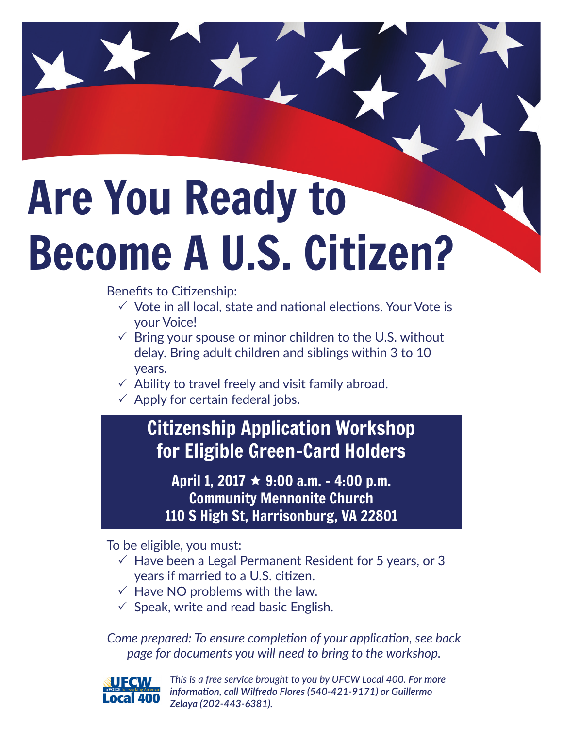# Are You Ready to Become A U.S. Citizen?

Benefits to Citizenship:

- ✓ Vote in all local, state and national elections. Your Vote is your Voice!
- ✓ Bring your spouse or minor children to the U.S. without delay. Bring adult children and siblings within 3 to 10 years.
- ✓ Ability to travel freely and visit family abroad.
- ✓ Apply for certain federal jobs.

## Citizenship Application Workshop for Eligible Green-Card Holders

**April 1, 2017 ★ 9:00 a.m. - 4:00 p.m.**
**Community Mennonite Church**
**110 S High St, Harrisonburg, VA 22801**

To be eligible, you must:

- ✓ Have been a Legal Permanent Resident for 5 years, or 3 years if married to a U.S. citizen.
- ✓ Have NO problems with the law.
- ✓ Speak, write and read basic English.

*Come prepared: To ensure completion of your application, see back page for documents you will need to bring to the workshop.*

UFCW a VOICE for working America Local 400

*This is a free service brought to you by UFCW Local 400.* ***For more information, call Wilfredo Flores (540-421-9171) or Guillermo Zelaya (202-443-6381).***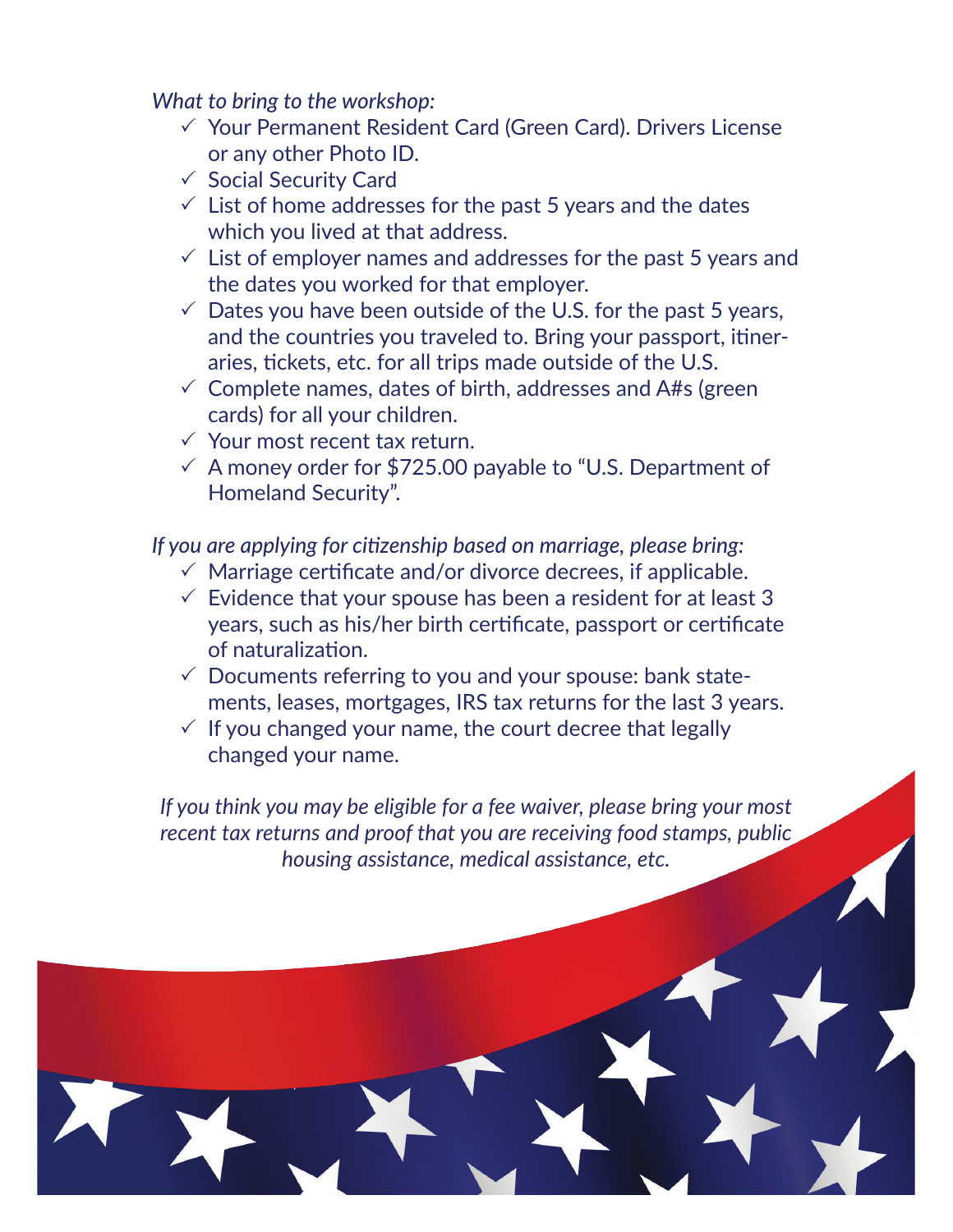*What to bring to the workshop:*

- ✓ Your Permanent Resident Card (Green Card). Drivers License or any other Photo ID.
- ✓ Social Security Card
- ✓ List of home addresses for the past 5 years and the dates which you lived at that address.
- ✓ List of employer names and addresses for the past 5 years and the dates you worked for that employer.
- ✓ Dates you have been outside of the U.S. for the past 5 years, and the countries you traveled to. Bring your passport, itineraries, tickets, etc. for all trips made outside of the U.S.
- ✓ Complete names, dates of birth, addresses and A#s (green cards) for all your children.
- ✓ Your most recent tax return.
- ✓ A money order for $725.00 payable to "U.S. Department of Homeland Security".

*If you are applying for citizenship based on marriage, please bring:*

- ✓ Marriage certificate and/or divorce decrees, if applicable.
- ✓ Evidence that your spouse has been a resident for at least 3 years, such as his/her birth certificate, passport or certificate of naturalization.
- ✓ Documents referring to you and your spouse: bank statements, leases, mortgages, IRS tax returns for the last 3 years.
- ✓ If you changed your name, the court decree that legally changed your name.

*If you think you may be eligible for a fee waiver, please bring your most recent tax returns and proof that you are receiving food stamps, public housing assistance, medical assistance, etc.*